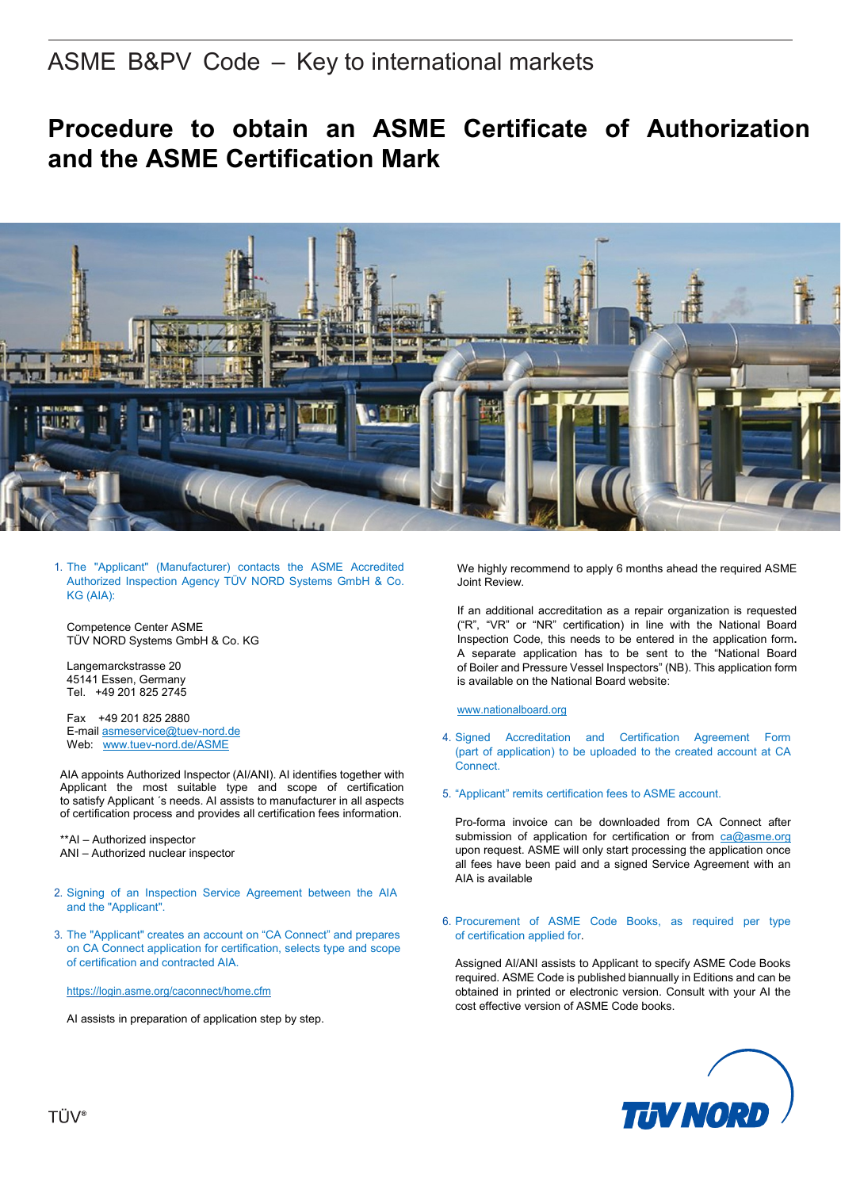ASME B&PV Code – Key to international markets

# Procedure to obtain an ASME Certificate of Authorization and the ASME Certification Mark

1. The "Applicant" (Manufacturer) contacts the ASME Accredited Authorized Inspection Agency TÜV NORD Systems GmbH & Co. KG (AIA):

   Competence Center ASME
   TÜV NORD Systems GmbH & Co. KG

   Langemarckstrasse 20
   45141 Essen, Germany
   Tel. +49 201 825 2745

   Fax +49 201 825 2880
   E-mail asmeservice@tuev-nord.de
   Web: www.tuev-nord.de/ASME

   AIA appoints Authorized Inspector (AI/ANI). AI identifies together with Applicant the most suitable type and scope of certification to satisfy Applicant ´s needs. AI assists to manufacturer in all aspects of certification process and provides all certification fees information.

   **AI – Authorized inspector
   ANI – Authorized nuclear inspector

2. Signing of an Inspection Service Agreement between the AIA and the "Applicant".

3. The "Applicant" creates an account on "CA Connect" and prepares on CA Connect application for certification, selects type and scope of certification and contracted AIA.

   https://login.asme.org/caconnect/home.cfm

   AI assists in preparation of application step by step.

   We highly recommend to apply 6 months ahead the required ASME Joint Review.

   If an additional accreditation as a repair organization is requested ("R", "VR" or "NR" certification) in line with the National Board Inspection Code, this needs to be entered in the application form. A separate application has to be sent to the "National Board of Boiler and Pressure Vessel Inspectors" (NB). This application form is available on the National Board website:

   www.nationalboard.org

4. Signed Accreditation and Certification Agreement Form (part of application) to be uploaded to the created account at CA Connect.

5. "Applicant" remits certification fees to ASME account.

   Pro-forma invoice can be downloaded from CA Connect after submission of application for certification or from ca@asme.org upon request. ASME will only start processing the application once all fees have been paid and a signed Service Agreement with an AIA is available

6. Procurement of ASME Code Books, as required per type of certification applied for.

   Assigned AI/ANI assists to Applicant to specify ASME Code Books required. ASME Code is published biannually in Editions and can be obtained in printed or electronic version. Consult with your AI the cost effective version of ASME Code books.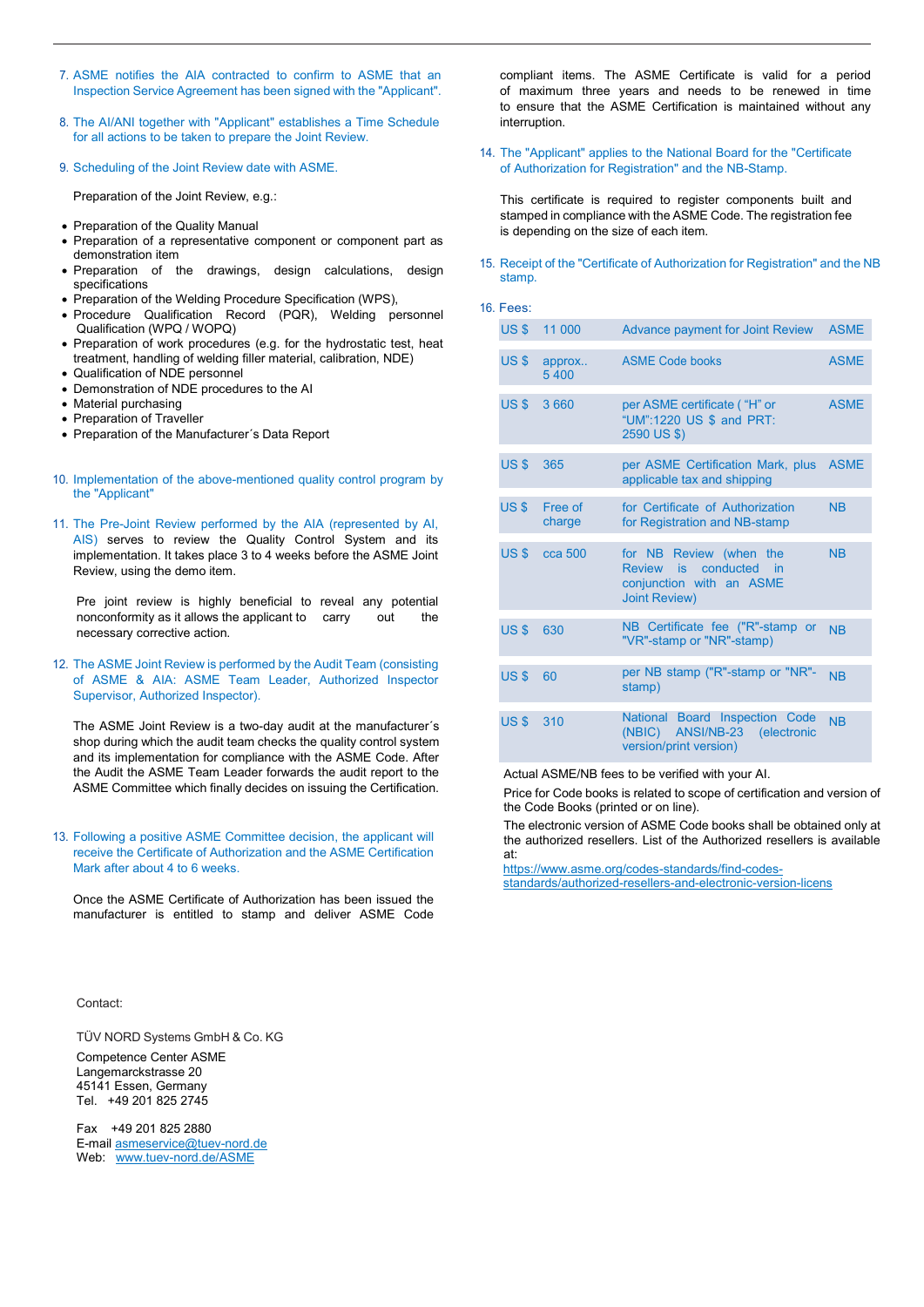7. ASME notifies the AIA contracted to confirm to ASME that an Inspection Service Agreement has been signed with the "Applicant".

8. The AI/ANI together with "Applicant" establishes a Time Schedule for all actions to be taken to prepare the Joint Review.

9. Scheduling of the Joint Review date with ASME.

   Preparation of the Joint Review, e.g.:

- Preparation of the Quality Manual
- Preparation of a representative component or component part as demonstration item
- Preparation of the drawings, design calculations, design specifications
- Preparation of the Welding Procedure Specification (WPS),
- Procedure Qualification Record (PQR), Welding personnel Qualification (WPQ / WOPQ)
- Preparation of work procedures (e.g. for the hydrostatic test, heat treatment, handling of welding filler material, calibration, NDE)
- Qualification of NDE personnel
- Demonstration of NDE procedures to the AI
- Material purchasing
- Preparation of Traveller
- Preparation of the Manufacturer´s Data Report

10. Implementation of the above-mentioned quality control program by the "Applicant"

11. The Pre-Joint Review performed by the AIA (represented by AI, AIS) serves to review the Quality Control System and its implementation. It takes place 3 to 4 weeks before the ASME Joint Review, using the demo item.

    Pre joint review is highly beneficial to reveal any potential nonconformity as it allows the applicant to carry out the necessary corrective action.

12. The ASME Joint Review is performed by the Audit Team (consisting of ASME & AIA: ASME Team Leader, Authorized Inspector Supervisor, Authorized Inspector).

    The ASME Joint Review is a two-day audit at the manufacturer´s shop during which the audit team checks the quality control system and its implementation for compliance with the ASME Code. After the Audit the ASME Team Leader forwards the audit report to the ASME Committee which finally decides on issuing the Certification.

13. Following a positive ASME Committee decision, the applicant will receive the Certificate of Authorization and the ASME Certification Mark after about 4 to 6 weeks.

    Once the ASME Certificate of Authorization has been issued the manufacturer is entitled to stamp and deliver ASME Code compliant items. The ASME Certificate is valid for a period of maximum three years and needs to be renewed in time to ensure that the ASME Certification is maintained without any interruption.

14. The "Applicant" applies to the National Board for the "Certificate of Authorization for Registration" and the NB-Stamp.

    This certificate is required to register components built and stamped in compliance with the ASME Code. The registration fee is depending on the size of each item.

15. Receipt of the "Certificate of Authorization for Registration" and the NB stamp.

16. Fees:

| | | | |
|---|---|---|---|
| US $ | 11 000 | Advance payment for Joint Review | ASME |
| US $ | approx.. 5 400 | ASME Code books | ASME |
| US $ | 3 660 | per ASME certificate ( "H" or "UM":1220 US $ and PRT: 2590 US $) | ASME |
| US $ | 365 | per ASME Certification Mark, plus applicable tax and shipping | ASME |
| US $ | Free of charge | for Certificate of Authorization for Registration and NB-stamp | NB |
| US $ | cca 500 | for NB Review (when the Review is conducted in conjunction with an ASME Joint Review) | NB |
| US $ | 630 | NB Certificate fee ("R"-stamp or "VR"-stamp or "NR"-stamp) | NB |
| US $ | 60 | per NB stamp ("R"-stamp or "NR"-stamp) | NB |
| US $ | 310 | National Board Inspection Code (NBIC) ANSI/NB-23 (electronic version/print version) | NB |

Actual ASME/NB fees to be verified with your AI.

Price for Code books is related to scope of certification and version of the Code Books (printed or on line).

The electronic version of ASME Code books shall be obtained only at the authorized resellers. List of the Authorized resellers is available at:
https://www.asme.org/codes-standards/find-codes-standards/authorized-resellers-and-electronic-version-licens

Contact:

TÜV NORD Systems GmbH & Co. KG

Competence Center ASME
Langemarckstrasse 20
45141 Essen, Germany
Tel. +49 201 825 2745

Fax +49 201 825 2880
E-mail asmeservice@tuev-nord.de
Web: www.tuev-nord.de/ASME